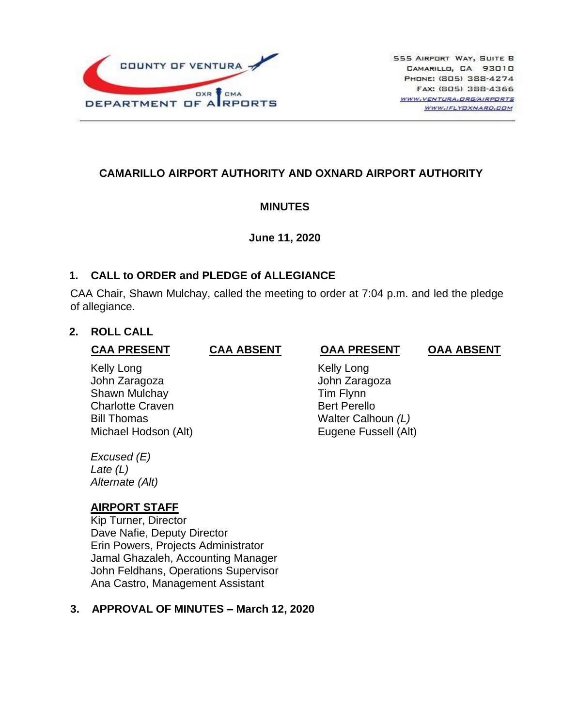COUNTY OF VENTURA
DEPARTMENT OF AIRPORTS
OXR CMA

555 Airport Way, Suite B
Camarillo, CA 93010
Phone: (805) 388-4274
Fax: (805) 388-4366
www.ventura.org/airports
www.iflyoxnard.com

## CAMARILLO AIRPORT AUTHORITY AND OXNARD AIRPORT AUTHORITY

## MINUTES

**June 11, 2020**

### 1. CALL to ORDER and PLEDGE of ALLEGIANCE

CAA Chair, Shawn Mulchay, called the meeting to order at 7:04 p.m. and led the pledge of allegiance.

### 2. ROLL CALL

| CAA PRESENT | CAA ABSENT | OAA PRESENT | OAA ABSENT |
|---|---|---|---|
| Kelly Long | | Kelly Long | |
| John Zaragoza | | John Zaragoza | |
| Shawn Mulchay | | Tim Flynn | |
| Charlotte Craven | | Bert Perello | |
| Bill Thomas | | Walter Calhoun *(L)* | |
| Michael Hodson (Alt) | | Eugene Fussell (Alt) | |

*Excused (E)*
*Late (L)*
*Alternate (Alt)*

**AIRPORT STAFF**
Kip Turner, Director
Dave Nafie, Deputy Director
Erin Powers, Projects Administrator
Jamal Ghazaleh, Accounting Manager
John Feldhans, Operations Supervisor
Ana Castro, Management Assistant

### 3. APPROVAL OF MINUTES – March 12, 2020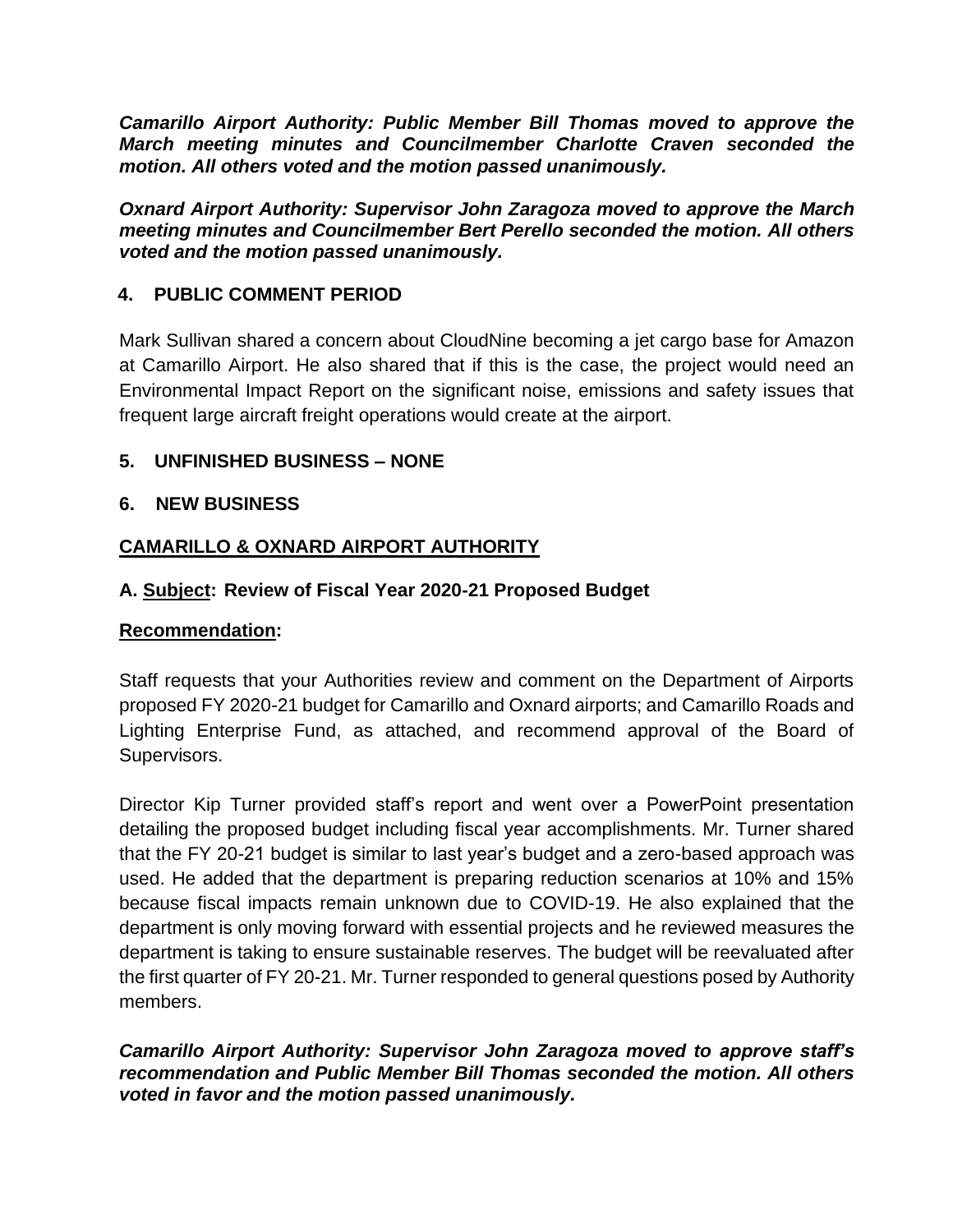***Camarillo Airport Authority: Public Member Bill Thomas moved to approve the March meeting minutes and Councilmember Charlotte Craven seconded the motion. All others voted and the motion passed unanimously.***

***Oxnard Airport Authority: Supervisor John Zaragoza moved to approve the March meeting minutes and Councilmember Bert Perello seconded the motion. All others voted and the motion passed unanimously.***

## 4. PUBLIC COMMENT PERIOD

Mark Sullivan shared a concern about CloudNine becoming a jet cargo base for Amazon at Camarillo Airport. He also shared that if this is the case, the project would need an Environmental Impact Report on the significant noise, emissions and safety issues that frequent large aircraft freight operations would create at the airport.

## 5. UNFINISHED BUSINESS – NONE

## 6. NEW BUSINESS

### CAMARILLO & OXNARD AIRPORT AUTHORITY

**A. Subject: Review of Fiscal Year 2020-21 Proposed Budget**

**Recommendation:**

Staff requests that your Authorities review and comment on the Department of Airports proposed FY 2020-21 budget for Camarillo and Oxnard airports; and Camarillo Roads and Lighting Enterprise Fund, as attached, and recommend approval of the Board of Supervisors.

Director Kip Turner provided staff's report and went over a PowerPoint presentation detailing the proposed budget including fiscal year accomplishments. Mr. Turner shared that the FY 20-21 budget is similar to last year's budget and a zero-based approach was used. He added that the department is preparing reduction scenarios at 10% and 15% because fiscal impacts remain unknown due to COVID-19. He also explained that the department is only moving forward with essential projects and he reviewed measures the department is taking to ensure sustainable reserves. The budget will be reevaluated after the first quarter of FY 20-21. Mr. Turner responded to general questions posed by Authority members.

***Camarillo Airport Authority: Supervisor John Zaragoza moved to approve staff's recommendation and Public Member Bill Thomas seconded the motion. All others voted in favor and the motion passed unanimously.***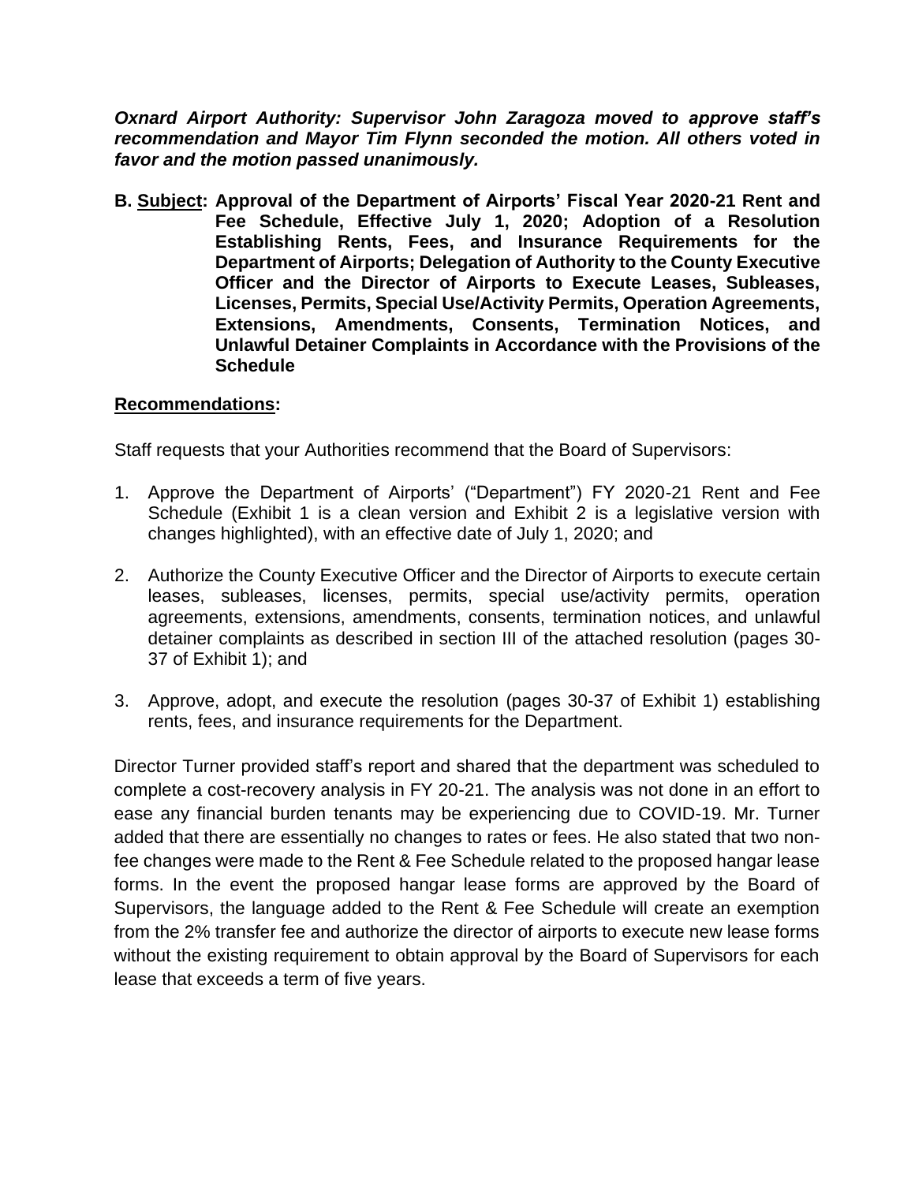***Oxnard Airport Authority: Supervisor John Zaragoza moved to approve staff's recommendation and Mayor Tim Flynn seconded the motion. All others voted in favor and the motion passed unanimously.***

**B. <u>Subject</u>: Approval of the Department of Airports' Fiscal Year 2020-21 Rent and Fee Schedule, Effective July 1, 2020; Adoption of a Resolution Establishing Rents, Fees, and Insurance Requirements for the Department of Airports; Delegation of Authority to the County Executive Officer and the Director of Airports to Execute Leases, Subleases, Licenses, Permits, Special Use/Activity Permits, Operation Agreements, Extensions, Amendments, Consents, Termination Notices, and Unlawful Detainer Complaints in Accordance with the Provisions of the Schedule**

**<u>Recommendations</u>:**

Staff requests that your Authorities recommend that the Board of Supervisors:

1. Approve the Department of Airports' ("Department") FY 2020-21 Rent and Fee Schedule (Exhibit 1 is a clean version and Exhibit 2 is a legislative version with changes highlighted), with an effective date of July 1, 2020; and
2. Authorize the County Executive Officer and the Director of Airports to execute certain leases, subleases, licenses, permits, special use/activity permits, operation agreements, extensions, amendments, consents, termination notices, and unlawful detainer complaints as described in section III of the attached resolution (pages 30-37 of Exhibit 1); and
3. Approve, adopt, and execute the resolution (pages 30-37 of Exhibit 1) establishing rents, fees, and insurance requirements for the Department.

Director Turner provided staff's report and shared that the department was scheduled to complete a cost-recovery analysis in FY 20-21. The analysis was not done in an effort to ease any financial burden tenants may be experiencing due to COVID-19. Mr. Turner added that there are essentially no changes to rates or fees. He also stated that two non-fee changes were made to the Rent & Fee Schedule related to the proposed hangar lease forms. In the event the proposed hangar lease forms are approved by the Board of Supervisors, the language added to the Rent & Fee Schedule will create an exemption from the 2% transfer fee and authorize the director of airports to execute new lease forms without the existing requirement to obtain approval by the Board of Supervisors for each lease that exceeds a term of five years.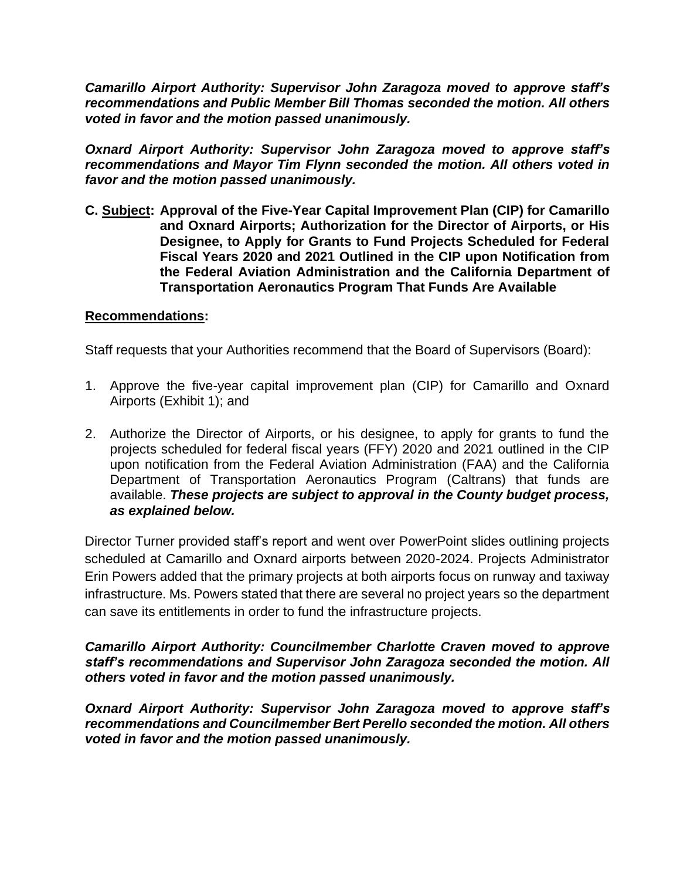***Camarillo Airport Authority: Supervisor John Zaragoza moved to approve staff's recommendations and Public Member Bill Thomas seconded the motion. All others voted in favor and the motion passed unanimously.***

***Oxnard Airport Authority: Supervisor John Zaragoza moved to approve staff's recommendations and Mayor Tim Flynn seconded the motion. All others voted in favor and the motion passed unanimously.***

**C. <u>Subject</u>: Approval of the Five-Year Capital Improvement Plan (CIP) for Camarillo and Oxnard Airports; Authorization for the Director of Airports, or His Designee, to Apply for Grants to Fund Projects Scheduled for Federal Fiscal Years 2020 and 2021 Outlined in the CIP upon Notification from the Federal Aviation Administration and the California Department of Transportation Aeronautics Program That Funds Are Available**

**<u>Recommendations</u>:**

Staff requests that your Authorities recommend that the Board of Supervisors (Board):

1. Approve the five-year capital improvement plan (CIP) for Camarillo and Oxnard Airports (Exhibit 1); and
2. Authorize the Director of Airports, or his designee, to apply for grants to fund the projects scheduled for federal fiscal years (FFY) 2020 and 2021 outlined in the CIP upon notification from the Federal Aviation Administration (FAA) and the California Department of Transportation Aeronautics Program (Caltrans) that funds are available. ***These projects are subject to approval in the County budget process, as explained below.***

Director Turner provided staff's report and went over PowerPoint slides outlining projects scheduled at Camarillo and Oxnard airports between 2020-2024. Projects Administrator Erin Powers added that the primary projects at both airports focus on runway and taxiway infrastructure. Ms. Powers stated that there are several no project years so the department can save its entitlements in order to fund the infrastructure projects.

***Camarillo Airport Authority: Councilmember Charlotte Craven moved to approve staff's recommendations and Supervisor John Zaragoza seconded the motion. All others voted in favor and the motion passed unanimously.***

***Oxnard Airport Authority: Supervisor John Zaragoza moved to approve staff's recommendations and Councilmember Bert Perello seconded the motion. All others voted in favor and the motion passed unanimously.***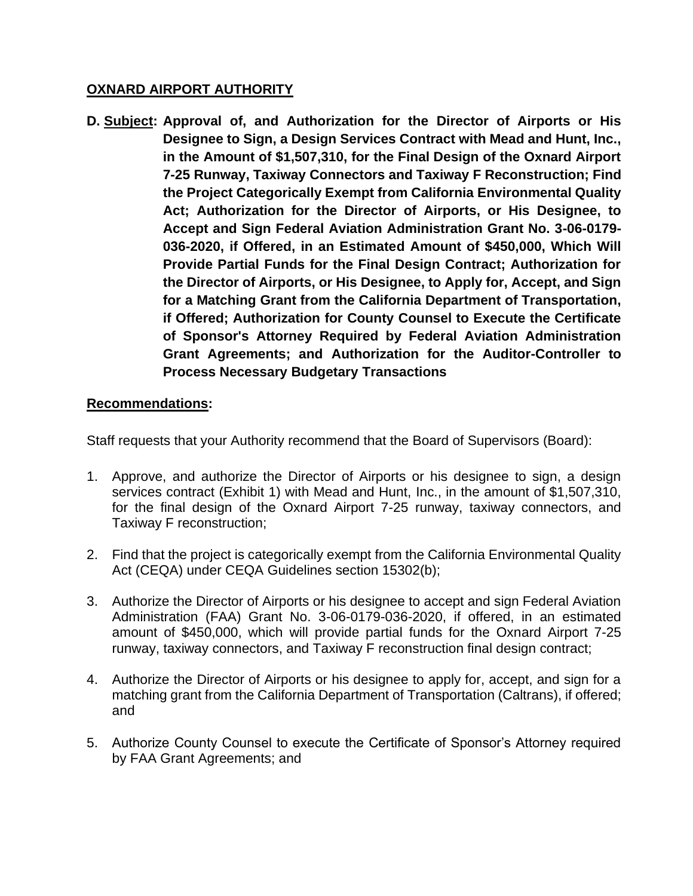**OXNARD AIRPORT AUTHORITY**

**D. Subject: Approval of, and Authorization for the Director of Airports or His Designee to Sign, a Design Services Contract with Mead and Hunt, Inc., in the Amount of $1,507,310, for the Final Design of the Oxnard Airport 7-25 Runway, Taxiway Connectors and Taxiway F Reconstruction; Find the Project Categorically Exempt from California Environmental Quality Act; Authorization for the Director of Airports, or His Designee, to Accept and Sign Federal Aviation Administration Grant No. 3-06-0179-036-2020, if Offered, in an Estimated Amount of $450,000, Which Will Provide Partial Funds for the Final Design Contract; Authorization for the Director of Airports, or His Designee, to Apply for, Accept, and Sign for a Matching Grant from the California Department of Transportation, if Offered; Authorization for County Counsel to Execute the Certificate of Sponsor's Attorney Required by Federal Aviation Administration Grant Agreements; and Authorization for the Auditor-Controller to Process Necessary Budgetary Transactions**

**Recommendations:**

Staff requests that your Authority recommend that the Board of Supervisors (Board):

1. Approve, and authorize the Director of Airports or his designee to sign, a design services contract (Exhibit 1) with Mead and Hunt, Inc., in the amount of $1,507,310, for the final design of the Oxnard Airport 7-25 runway, taxiway connectors, and Taxiway F reconstruction;
2. Find that the project is categorically exempt from the California Environmental Quality Act (CEQA) under CEQA Guidelines section 15302(b);
3. Authorize the Director of Airports or his designee to accept and sign Federal Aviation Administration (FAA) Grant No. 3-06-0179-036-2020, if offered, in an estimated amount of $450,000, which will provide partial funds for the Oxnard Airport 7-25 runway, taxiway connectors, and Taxiway F reconstruction final design contract;
4. Authorize the Director of Airports or his designee to apply for, accept, and sign for a matching grant from the California Department of Transportation (Caltrans), if offered; and
5. Authorize County Counsel to execute the Certificate of Sponsor's Attorney required by FAA Grant Agreements; and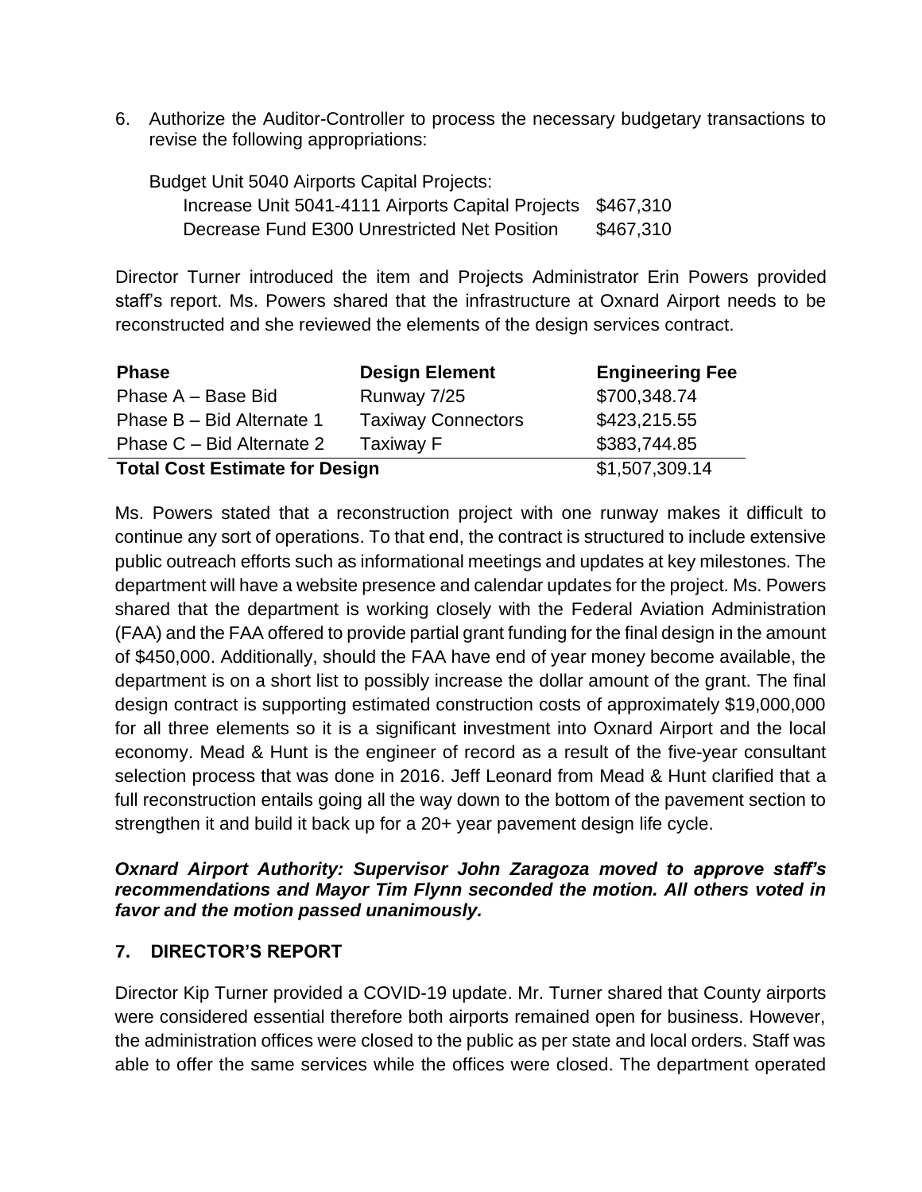6. Authorize the Auditor-Controller to process the necessary budgetary transactions to revise the following appropriations:

   Budget Unit 5040 Airports Capital Projects:

   | | |
   |---|---|
   | Increase Unit 5041-4111 Airports Capital Projects | $467,310 |
   | Decrease Fund E300 Unrestricted Net Position | $467,310 |

Director Turner introduced the item and Projects Administrator Erin Powers provided staff's report. Ms. Powers shared that the infrastructure at Oxnard Airport needs to be reconstructed and she reviewed the elements of the design services contract.

| Phase | Design Element | Engineering Fee |
|---|---|---|
| Phase A – Base Bid | Runway 7/25 | $700,348.74 |
| Phase B – Bid Alternate 1 | Taxiway Connectors | $423,215.55 |
| Phase C – Bid Alternate 2 | Taxiway F | $383,744.85 |
| **Total Cost Estimate for Design** | | $1,507,309.14 |

Ms. Powers stated that a reconstruction project with one runway makes it difficult to continue any sort of operations. To that end, the contract is structured to include extensive public outreach efforts such as informational meetings and updates at key milestones. The department will have a website presence and calendar updates for the project. Ms. Powers shared that the department is working closely with the Federal Aviation Administration (FAA) and the FAA offered to provide partial grant funding for the final design in the amount of $450,000. Additionally, should the FAA have end of year money become available, the department is on a short list to possibly increase the dollar amount of the grant. The final design contract is supporting estimated construction costs of approximately $19,000,000 for all three elements so it is a significant investment into Oxnard Airport and the local economy. Mead & Hunt is the engineer of record as a result of the five-year consultant selection process that was done in 2016. Jeff Leonard from Mead & Hunt clarified that a full reconstruction entails going all the way down to the bottom of the pavement section to strengthen it and build it back up for a 20+ year pavement design life cycle.

***Oxnard Airport Authority: Supervisor John Zaragoza moved to approve staff's recommendations and Mayor Tim Flynn seconded the motion. All others voted in favor and the motion passed unanimously.***

## 7. DIRECTOR'S REPORT

Director Kip Turner provided a COVID-19 update. Mr. Turner shared that County airports were considered essential therefore both airports remained open for business. However, the administration offices were closed to the public as per state and local orders. Staff was able to offer the same services while the offices were closed. The department operated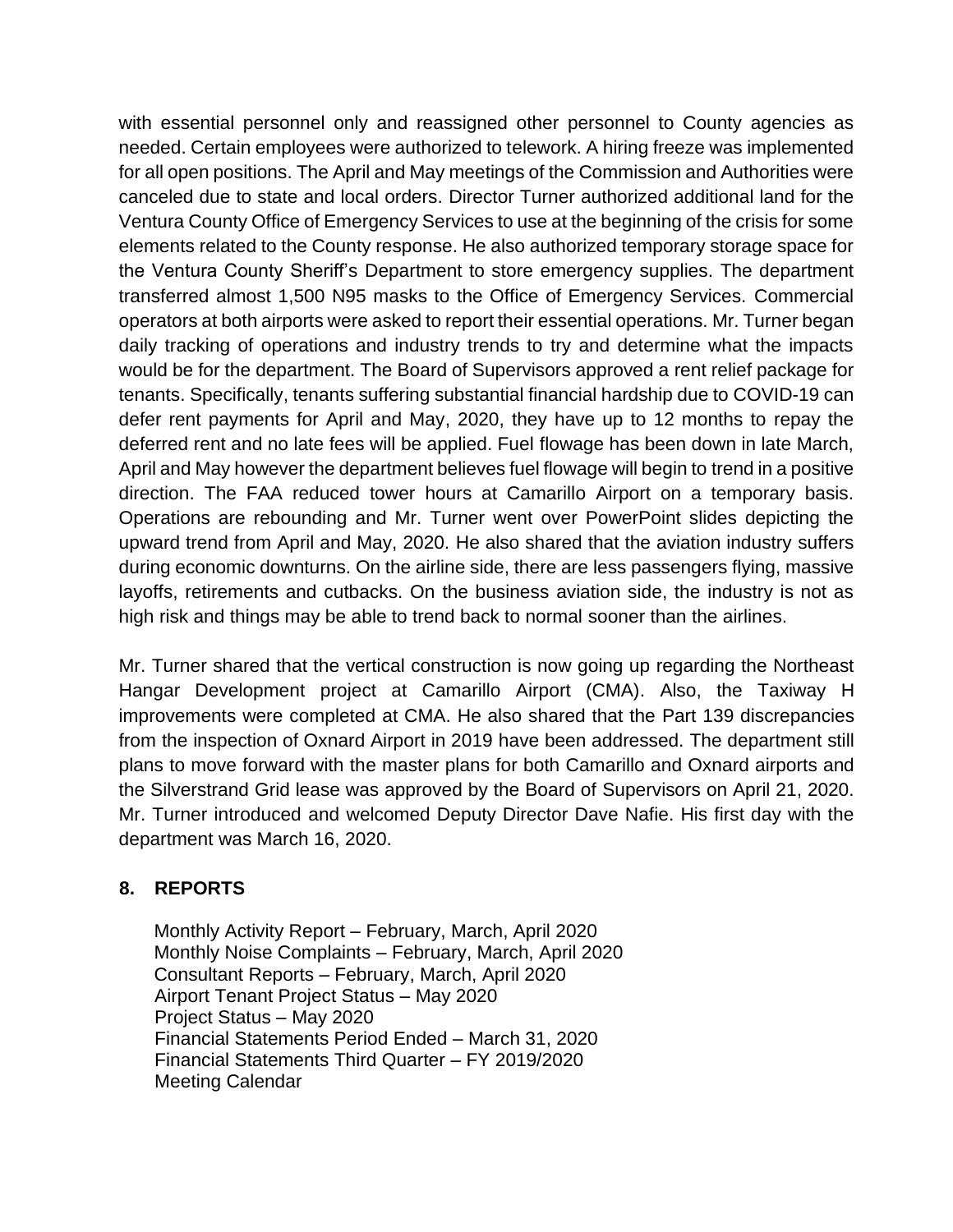with essential personnel only and reassigned other personnel to County agencies as needed. Certain employees were authorized to telework. A hiring freeze was implemented for all open positions. The April and May meetings of the Commission and Authorities were canceled due to state and local orders. Director Turner authorized additional land for the Ventura County Office of Emergency Services to use at the beginning of the crisis for some elements related to the County response. He also authorized temporary storage space for the Ventura County Sheriff's Department to store emergency supplies. The department transferred almost 1,500 N95 masks to the Office of Emergency Services. Commercial operators at both airports were asked to report their essential operations. Mr. Turner began daily tracking of operations and industry trends to try and determine what the impacts would be for the department. The Board of Supervisors approved a rent relief package for tenants. Specifically, tenants suffering substantial financial hardship due to COVID-19 can defer rent payments for April and May, 2020, they have up to 12 months to repay the deferred rent and no late fees will be applied. Fuel flowage has been down in late March, April and May however the department believes fuel flowage will begin to trend in a positive direction. The FAA reduced tower hours at Camarillo Airport on a temporary basis. Operations are rebounding and Mr. Turner went over PowerPoint slides depicting the upward trend from April and May, 2020. He also shared that the aviation industry suffers during economic downturns. On the airline side, there are less passengers flying, massive layoffs, retirements and cutbacks. On the business aviation side, the industry is not as high risk and things may be able to trend back to normal sooner than the airlines.

Mr. Turner shared that the vertical construction is now going up regarding the Northeast Hangar Development project at Camarillo Airport (CMA). Also, the Taxiway H improvements were completed at CMA. He also shared that the Part 139 discrepancies from the inspection of Oxnard Airport in 2019 have been addressed. The department still plans to move forward with the master plans for both Camarillo and Oxnard airports and the Silverstrand Grid lease was approved by the Board of Supervisors on April 21, 2020. Mr. Turner introduced and welcomed Deputy Director Dave Nafie. His first day with the department was March 16, 2020.

## 8. REPORTS

Monthly Activity Report – February, March, April 2020
Monthly Noise Complaints – February, March, April 2020
Consultant Reports – February, March, April 2020
Airport Tenant Project Status – May 2020
Project Status – May 2020
Financial Statements Period Ended – March 31, 2020
Financial Statements Third Quarter – FY 2019/2020
Meeting Calendar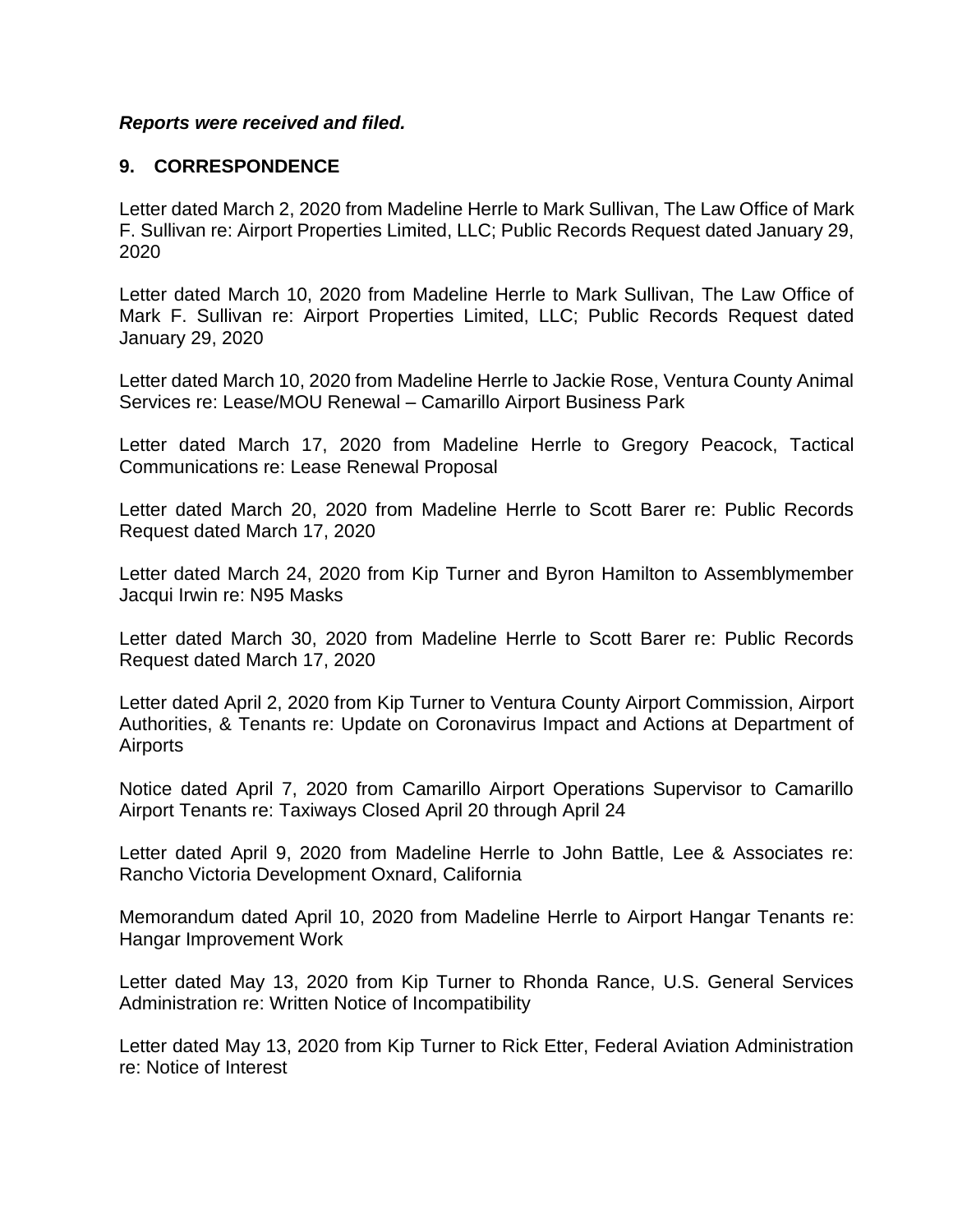***Reports were received and filed.***

## 9. CORRESPONDENCE

Letter dated March 2, 2020 from Madeline Herrle to Mark Sullivan, The Law Office of Mark F. Sullivan re: Airport Properties Limited, LLC; Public Records Request dated January 29, 2020

Letter dated March 10, 2020 from Madeline Herrle to Mark Sullivan, The Law Office of Mark F. Sullivan re: Airport Properties Limited, LLC; Public Records Request dated January 29, 2020

Letter dated March 10, 2020 from Madeline Herrle to Jackie Rose, Ventura County Animal Services re: Lease/MOU Renewal – Camarillo Airport Business Park

Letter dated March 17, 2020 from Madeline Herrle to Gregory Peacock, Tactical Communications re: Lease Renewal Proposal

Letter dated March 20, 2020 from Madeline Herrle to Scott Barer re: Public Records Request dated March 17, 2020

Letter dated March 24, 2020 from Kip Turner and Byron Hamilton to Assemblymember Jacqui Irwin re: N95 Masks

Letter dated March 30, 2020 from Madeline Herrle to Scott Barer re: Public Records Request dated March 17, 2020

Letter dated April 2, 2020 from Kip Turner to Ventura County Airport Commission, Airport Authorities, & Tenants re: Update on Coronavirus Impact and Actions at Department of Airports

Notice dated April 7, 2020 from Camarillo Airport Operations Supervisor to Camarillo Airport Tenants re: Taxiways Closed April 20 through April 24

Letter dated April 9, 2020 from Madeline Herrle to John Battle, Lee & Associates re: Rancho Victoria Development Oxnard, California

Memorandum dated April 10, 2020 from Madeline Herrle to Airport Hangar Tenants re: Hangar Improvement Work

Letter dated May 13, 2020 from Kip Turner to Rhonda Rance, U.S. General Services Administration re: Written Notice of Incompatibility

Letter dated May 13, 2020 from Kip Turner to Rick Etter, Federal Aviation Administration re: Notice of Interest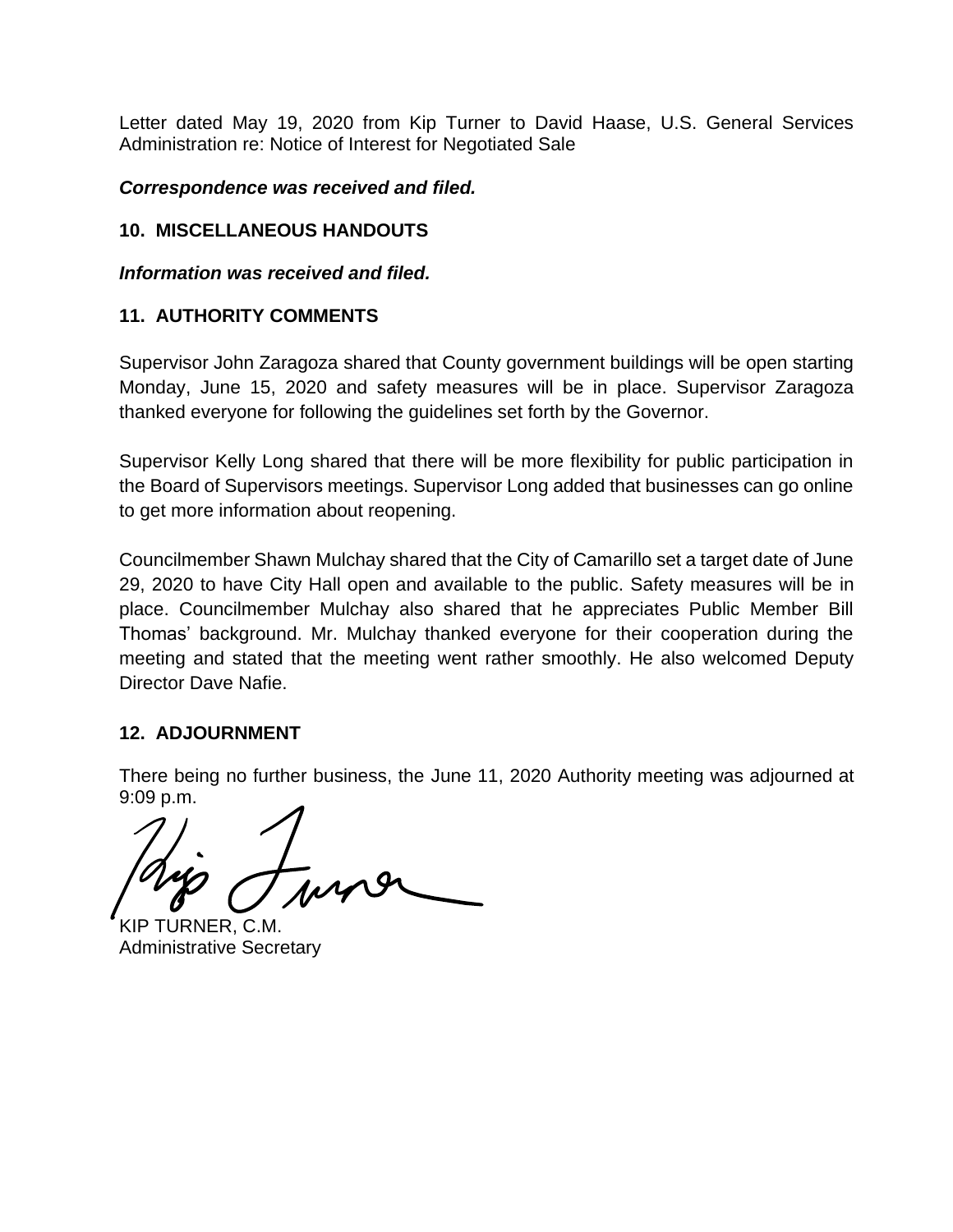Letter dated May 19, 2020 from Kip Turner to David Haase, U.S. General Services Administration re: Notice of Interest for Negotiated Sale

***Correspondence was received and filed.***

## 10. MISCELLANEOUS HANDOUTS

***Information was received and filed.***

## 11. AUTHORITY COMMENTS

Supervisor John Zaragoza shared that County government buildings will be open starting Monday, June 15, 2020 and safety measures will be in place. Supervisor Zaragoza thanked everyone for following the guidelines set forth by the Governor.

Supervisor Kelly Long shared that there will be more flexibility for public participation in the Board of Supervisors meetings. Supervisor Long added that businesses can go online to get more information about reopening.

Councilmember Shawn Mulchay shared that the City of Camarillo set a target date of June 29, 2020 to have City Hall open and available to the public. Safety measures will be in place. Councilmember Mulchay also shared that he appreciates Public Member Bill Thomas' background. Mr. Mulchay thanked everyone for their cooperation during the meeting and stated that the meeting went rather smoothly. He also welcomed Deputy Director Dave Nafie.

## 12. ADJOURNMENT

There being no further business, the June 11, 2020 Authority meeting was adjourned at 9:09 p.m.

KIP TURNER, C.M.
Administrative Secretary